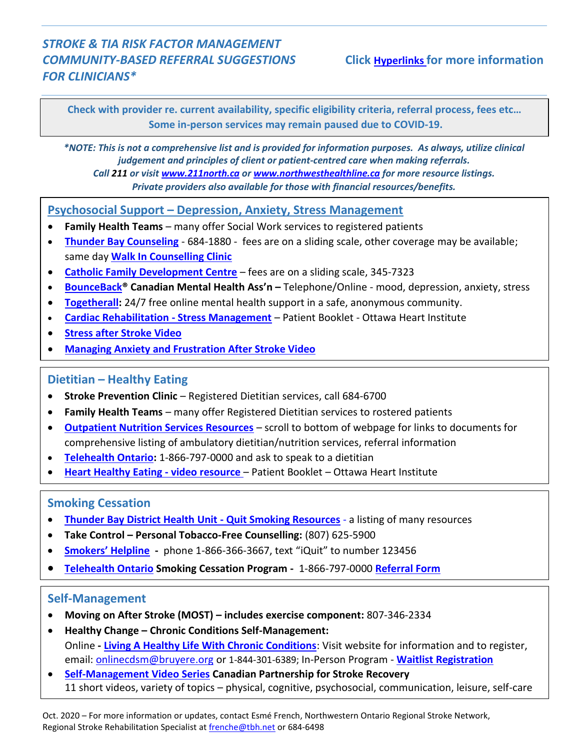# *STROKE & TIA RISK FACTOR MANAGEMENT COMMUNITY-BASED REFERRAL SUGGESTIONS FOR CLINICIANS**

**Click Hyperlinks for more information**

**Check with provider re. current availability, specific eligibility criteria, referral process, fees etc… Some in-person services may remain paused due to COVID-19.**

***NOTE: This is not a comprehensive list and is provided for information purposes. As always, utilize clinical judgement and principles of client or patient-centred care when making referrals.***
***Call 211 or visit www.211north.ca or www.northwesthealthline.ca for more resource listings.***
***Private providers also available for those with financial resources/benefits.***

## Psychosocial Support – Depression, Anxiety, Stress Management

- **Family Health Teams** – many offer Social Work services to registered patients
- **Thunder Bay Counseling** - 684-1880 - fees are on a sliding scale, other coverage may be available; same day **Walk In Counselling Clinic**
- **Catholic Family Development Centre** – fees are on a sliding scale, 345-7323
- **BounceBack® Canadian Mental Health Ass'n –** Telephone/Online - mood, depression, anxiety, stress
- **Togetherall:** 24/7 free online mental health support in a safe, anonymous community.
- **Cardiac Rehabilitation - Stress Management** – Patient Booklet - Ottawa Heart Institute
- **Stress after Stroke Video**
- **Managing Anxiety and Frustration After Stroke Video**

## Dietitian – Healthy Eating

- **Stroke Prevention Clinic** – Registered Dietitian services, call 684-6700
- **Family Health Teams** – many offer Registered Dietitian services to rostered patients
- **Outpatient Nutrition Services Resources** – scroll to bottom of webpage for links to documents for comprehensive listing of ambulatory dietitian/nutrition services, referral information
- **Telehealth Ontario:** 1-866-797-0000 and ask to speak to a dietitian
- **Heart Healthy Eating - video resource** – Patient Booklet – Ottawa Heart Institute

## Smoking Cessation

- **Thunder Bay District Health Unit - Quit Smoking Resources** - a listing of many resources
- **Take Control – Personal Tobacco-Free Counselling:** (807) 625-5900
- **Smokers' Helpline** - phone 1-866-366-3667, text "iQuit" to number 123456
- **Telehealth Ontario Smoking Cessation Program -** 1-866-797-0000 **Referral Form**

## Self-Management

- **Moving on After Stroke (MOST) – includes exercise component:** 807-346-2334
- **Healthy Change – Chronic Conditions Self-Management:**
  Online **- Living A Healthy Life With Chronic Conditions**: Visit website for information and to register, email: onlinecdsm@bruyere.org or 1-844-301-6389; In-Person Program - **Waitlist Registration**
- **Self-Management Video Series Canadian Partnership for Stroke Recovery**
  11 short videos, variety of topics – physical, cognitive, psychosocial, communication, leisure, self-care

Oct. 2020 – For more information or updates, contact Esmé French, Northwestern Ontario Regional Stroke Network, Regional Stroke Rehabilitation Specialist at frenche@tbh.net or 684-6498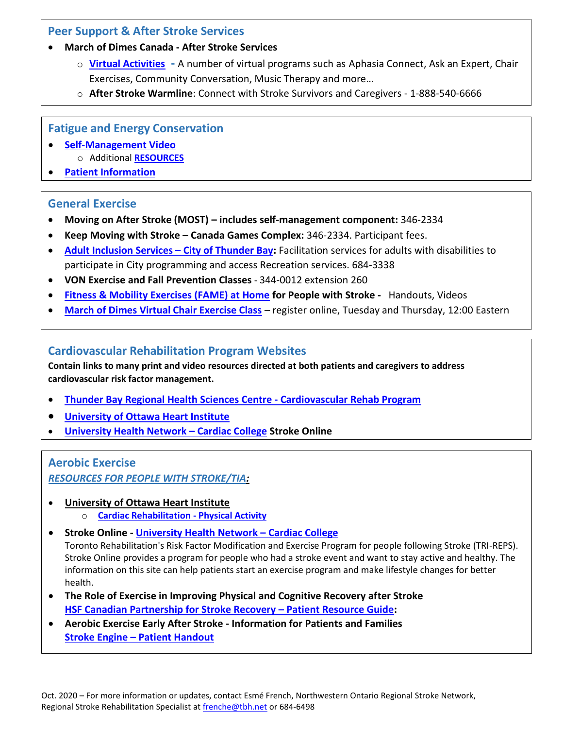## Peer Support & After Stroke Services

- **March of Dimes Canada - After Stroke Services**
  - **Virtual Activities** - A number of virtual programs such as Aphasia Connect, Ask an Expert, Chair Exercises, Community Conversation, Music Therapy and more…
  - **After Stroke Warmline**: Connect with Stroke Survivors and Caregivers - 1-888-540-6666

## Fatigue and Energy Conservation

- **Self-Management Video**
  - Additional **RESOURCES**
- **Patient Information**

## General Exercise

- **Moving on After Stroke (MOST) – includes self-management component:** 346-2334
- **Keep Moving with Stroke – Canada Games Complex:** 346-2334. Participant fees.
- **Adult Inclusion Services – City of Thunder Bay:** Facilitation services for adults with disabilities to participate in City programming and access Recreation services. 684-3338
- **VON Exercise and Fall Prevention Classes** - 344-0012 extension 260
- **Fitness & Mobility Exercises (FAME) at Home for People with Stroke -** Handouts, Videos
- **March of Dimes Virtual Chair Exercise Class** – register online, Tuesday and Thursday, 12:00 Eastern

## Cardiovascular Rehabilitation Program Websites

**Contain links to many print and video resources directed at both patients and caregivers to address cardiovascular risk factor management.**

- **Thunder Bay Regional Health Sciences Centre - Cardiovascular Rehab Program**
- **University of Ottawa Heart Institute**
- **University Health Network – Cardiac College Stroke Online**

## Aerobic Exercise

*RESOURCES FOR PEOPLE WITH STROKE/TIA:*

- **University of Ottawa Heart Institute**
  - **Cardiac Rehabilitation - Physical Activity**
- **Stroke Online - University Health Network – Cardiac College**
  Toronto Rehabilitation's Risk Factor Modification and Exercise Program for people following Stroke (TRI-REPS). Stroke Online provides a program for people who had a stroke event and want to stay active and healthy. The information on this site can help patients start an exercise program and make lifestyle changes for better health.
- **The Role of Exercise in Improving Physical and Cognitive Recovery after Stroke**
  **HSF Canadian Partnership for Stroke Recovery – Patient Resource Guide:**
- **Aerobic Exercise Early After Stroke - Information for Patients and Families**
  **Stroke Engine – Patient Handout**

Oct. 2020 – For more information or updates, contact Esmé French, Northwestern Ontario Regional Stroke Network, Regional Stroke Rehabilitation Specialist at frenche@tbh.net or 684-6498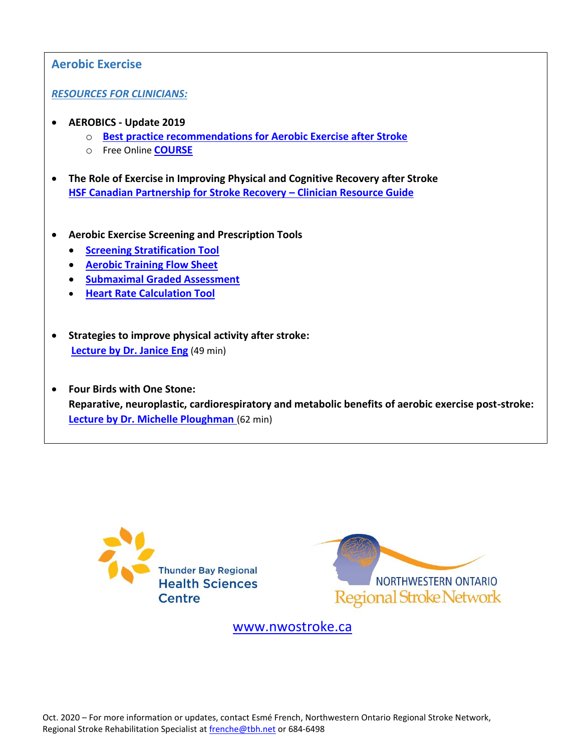## Aerobic Exercise

***RESOURCES FOR CLINICIANS:***

- **AEROBICS - Update 2019**
  - **Best practice recommendations for Aerobic Exercise after Stroke**
  - Free Online **COURSE**

- **The Role of Exercise in Improving Physical and Cognitive Recovery after Stroke**
  **HSF Canadian Partnership for Stroke Recovery – Clinician Resource Guide**

- **Aerobic Exercise Screening and Prescription Tools**
  - **Screening Stratification Tool**
  - **Aerobic Training Flow Sheet**
  - **Submaximal Graded Assessment**
  - **Heart Rate Calculation Tool**

- **Strategies to improve physical activity after stroke:**
  **Lecture by Dr. Janice Eng** (49 min)

- **Four Birds with One Stone:**
  **Reparative, neuroplastic, cardiorespiratory and metabolic benefits of aerobic exercise post-stroke:**
  **Lecture by Dr. Michelle Ploughman** (62 min)

Thunder Bay Regional Health Sciences Centre

NORTHWESTERN ONTARIO Regional Stroke Network

www.nwostroke.ca

Oct. 2020 – For more information or updates, contact Esmé French, Northwestern Ontario Regional Stroke Network, Regional Stroke Rehabilitation Specialist at frenche@tbh.net or 684-6498